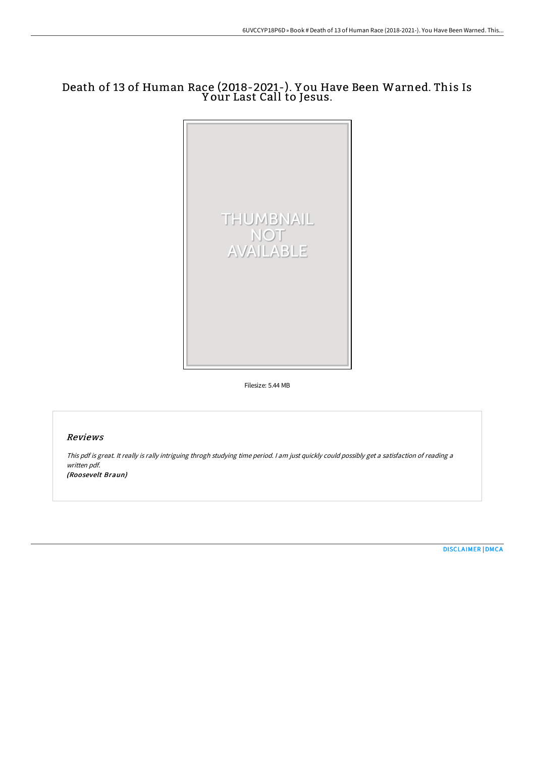# Death of 13 of Human Race (2018-2021-). You Have Been Warned. This Is Your Last Call to Jesus.

THUMBNAIL NOT AVAILABLE

Filesize: 5.44 MB

## Reviews

*This pdf is great. It really is rally intriguing throgh studying time period. I am just quickly could possibly get a satisfaction of reading a written pdf.*

*(Roosevelt Braun)*

DISCLAIMER | DMCA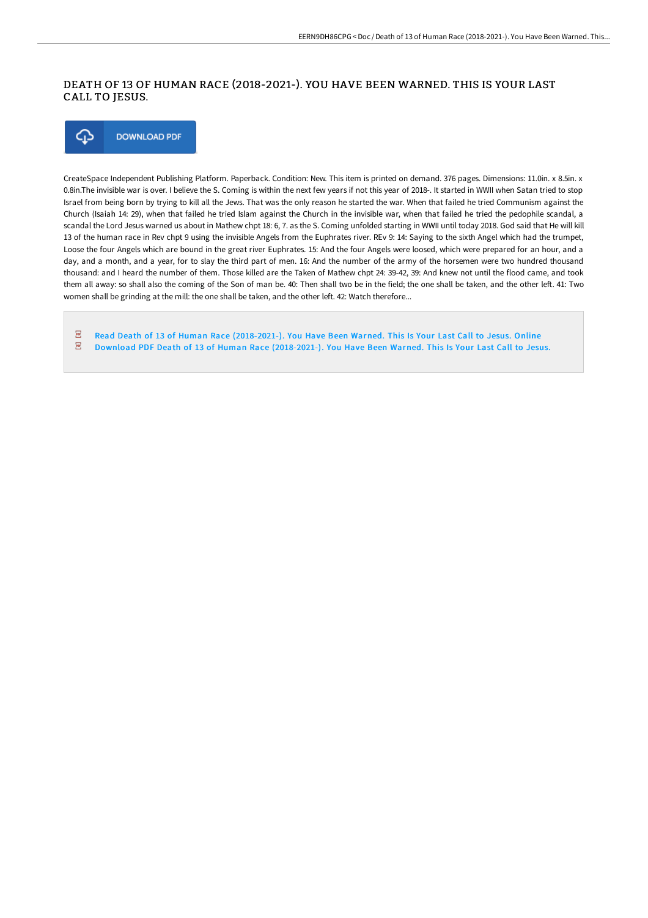# DEATH OF 13 OF HUMAN RACE (2018-2021-). YOU HAVE BEEN WARNED. THIS IS YOUR LAST CALL TO JESUS.

DOWNLOAD PDF

CreateSpace Independent Publishing Platform. Paperback. Condition: New. This item is printed on demand. 376 pages. Dimensions: 11.0in. x 8.5in. x 0.8in.The invisible war is over. I believe the S. Coming is within the next few years if not this year of 2018-. It started in WWII when Satan tried to stop Israel from being born by trying to kill all the Jews. That was the only reason he started the war. When that failed he tried Communism against the Church (Isaiah 14: 29), when that failed he tried Islam against the Church in the invisible war, when that failed he tried the pedophile scandal, a scandal the Lord Jesus warned us about in Mathew chpt 18: 6, 7. as the S. Coming unfolded starting in WWII until today 2018. God said that He will kill 13 of the human race in Rev chpt 9 using the invisible Angels from the Euphrates river. REv 9: 14: Saying to the sixth Angel which had the trumpet, Loose the four Angels which are bound in the great river Euphrates. 15: And the four Angels were loosed, which were prepared for an hour, and a day, and a month, and a year, for to slay the third part of men. 16: And the number of the army of the horsemen were two hundred thousand thousand: and I heard the number of them. Those killed are the Taken of Mathew chpt 24: 39-42, 39: And knew not until the flood came, and took them all away: so shall also the coming of the Son of man be. 40: Then shall two be in the field; the one shall be taken, and the other left. 41: Two women shall be grinding at the mill: the one shall be taken, and the other left. 42: Watch therefore...

- Read Death of 13 of Human Race (2018-2021-). You Have Been Warned. This Is Your Last Call to Jesus. Online
- Download PDF Death of 13 of Human Race (2018-2021-). You Have Been Warned. This Is Your Last Call to Jesus.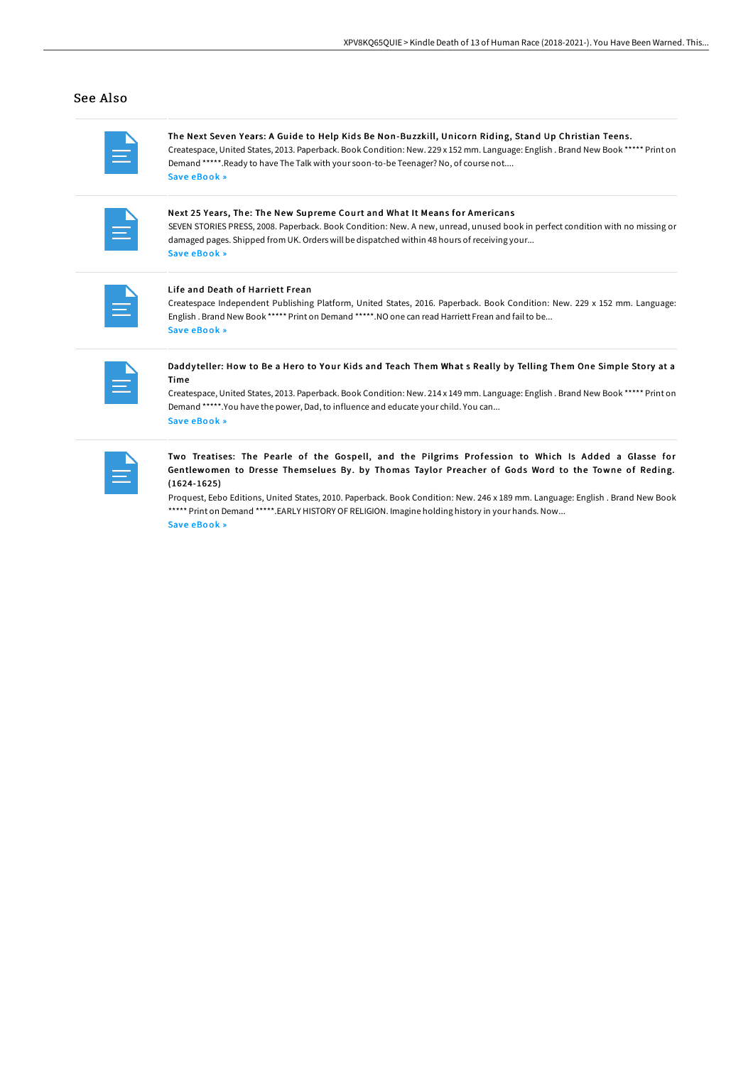## See Also

**The Next Seven Years: A Guide to Help Kids Be Non-Buzzkill, Unicorn Riding, Stand Up Christian Teens.**

Createspace, United States, 2013. Paperback. Book Condition: New. 229 x 152 mm. Language: English . Brand New Book ***** Print on Demand *****.Ready to have The Talk with your soon-to-be Teenager? No, of course not....

Save eBook »

**Next 25 Years, The: The New Supreme Court and What It Means for Americans**

SEVEN STORIES PRESS, 2008. Paperback. Book Condition: New. A new, unread, unused book in perfect condition with no missing or damaged pages. Shipped from UK. Orders will be dispatched within 48 hours of receiving your...

Save eBook »

**Life and Death of Harriett Frean**

Createspace Independent Publishing Platform, United States, 2016. Paperback. Book Condition: New. 229 x 152 mm. Language: English . Brand New Book ***** Print on Demand *****.NO one can read Harriett Frean and fail to be...

Save eBook »

**Daddyteller: How to Be a Hero to Your Kids and Teach Them What s Really by Telling Them One Simple Story at a Time**

Createspace, United States, 2013. Paperback. Book Condition: New. 214 x 149 mm. Language: English . Brand New Book ***** Print on Demand *****.You have the power, Dad, to influence and educate your child. You can...

Save eBook »

**Two Treatises: The Pearle of the Gospell, and the Pilgrims Profession to Which Is Added a Glasse for Gentlewomen to Dresse Themselues By. by Thomas Taylor Preacher of Gods Word to the Towne of Reding. (1624-1625)**

Proquest, Eebo Editions, United States, 2010. Paperback. Book Condition: New. 246 x 189 mm. Language: English . Brand New Book ***** Print on Demand *****.EARLY HISTORY OF RELIGION. Imagine holding history in your hands. Now...

Save eBook »